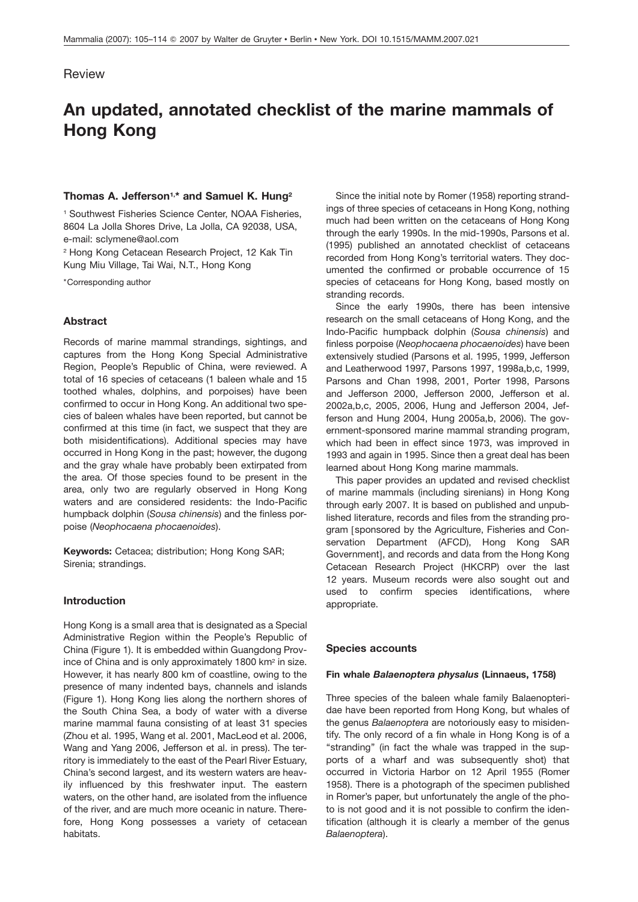Review

# An updated, annotated checklist of the marine mammals of Hong Kong

**Thomas A. Jefferson[1,*] and Samuel K. Hung[2]**

[1] Southwest Fisheries Science Center, NOAA Fisheries, 8604 La Jolla Shores Drive, La Jolla, CA 92038, USA, e-mail: sclymene@aol.com

[2] Hong Kong Cetacean Research Project, 12 Kak Tin Kung Miu Village, Tai Wai, N.T., Hong Kong

*Corresponding author

## Abstract

Records of marine mammal strandings, sightings, and captures from the Hong Kong Special Administrative Region, People's Republic of China, were reviewed. A total of 16 species of cetaceans (1 baleen whale and 15 toothed whales, dolphins, and porpoises) have been confirmed to occur in Hong Kong. An additional two species of baleen whales have been reported, but cannot be confirmed at this time (in fact, we suspect that they are both misidentifications). Additional species may have occurred in Hong Kong in the past; however, the dugong and the gray whale have probably been extirpated from the area. Of those species found to be present in the area, only two are regularly observed in Hong Kong waters and are considered residents: the Indo-Pacific humpback dolphin (*Sousa chinensis*) and the finless porpoise (*Neophocaena phocaenoides*).

**Keywords:** Cetacea; distribution; Hong Kong SAR; Sirenia; strandings.

## Introduction

Hong Kong is a small area that is designated as a Special Administrative Region within the People's Republic of China (Figure 1). It is embedded within Guangdong Province of China and is only approximately 1800 km$^2$ in size. However, it has nearly 800 km of coastline, owing to the presence of many indented bays, channels and islands (Figure 1). Hong Kong lies along the northern shores of the South China Sea, a body of water with a diverse marine mammal fauna consisting of at least 31 species (Zhou et al. 1995, Wang et al. 2001, MacLeod et al. 2006, Wang and Yang 2006, Jefferson et al. in press). The territory is immediately to the east of the Pearl River Estuary, China's second largest, and its western waters are heavily influenced by this freshwater input. The eastern waters, on the other hand, are isolated from the influence of the river, and are much more oceanic in nature. Therefore, Hong Kong possesses a variety of cetacean habitats.

Since the initial note by Romer (1958) reporting strandings of three species of cetaceans in Hong Kong, nothing much had been written on the cetaceans of Hong Kong through the early 1990s. In the mid-1990s, Parsons et al. (1995) published an annotated checklist of cetaceans recorded from Hong Kong's territorial waters. They documented the confirmed or probable occurrence of 15 species of cetaceans for Hong Kong, based mostly on stranding records.

Since the early 1990s, there has been intensive research on the small cetaceans of Hong Kong, and the Indo-Pacific humpback dolphin (*Sousa chinensis*) and finless porpoise (*Neophocaena phocaenoides*) have been extensively studied (Parsons et al. 1995, 1999, Jefferson and Leatherwood 1997, Parsons 1997, 1998a,b,c, 1999, Parsons and Chan 1998, 2001, Porter 1998, Parsons and Jefferson 2000, Jefferson 2000, Jefferson et al. 2002a,b,c, 2005, 2006, Hung and Jefferson 2004, Jefferson and Hung 2004, Hung 2005a,b, 2006). The government-sponsored marine mammal stranding program, which had been in effect since 1973, was improved in 1993 and again in 1995. Since then a great deal has been learned about Hong Kong marine mammals.

This paper provides an updated and revised checklist of marine mammals (including sirenians) in Hong Kong through early 2007. It is based on published and unpublished literature, records and files from the stranding program [sponsored by the Agriculture, Fisheries and Conservation Department (AFCD), Hong Kong SAR Government], and records and data from the Hong Kong Cetacean Research Project (HKCRP) over the last 12 years. Museum records were also sought out and used to confirm species identifications, where appropriate.

## Species accounts

### Fin whale *Balaenoptera physalus* (Linnaeus, 1758)

Three species of the baleen whale family Balaenopteridae have been reported from Hong Kong, but whales of the genus *Balaenoptera* are notoriously easy to misidentify. The only record of a fin whale in Hong Kong is of a "stranding" (in fact the whale was trapped in the supports of a wharf and was subsequently shot) that occurred in Victoria Harbor on 12 April 1955 (Romer 1958). There is a photograph of the specimen published in Romer's paper, but unfortunately the angle of the photo is not good and it is not possible to confirm the identification (although it is clearly a member of the genus *Balaenoptera*).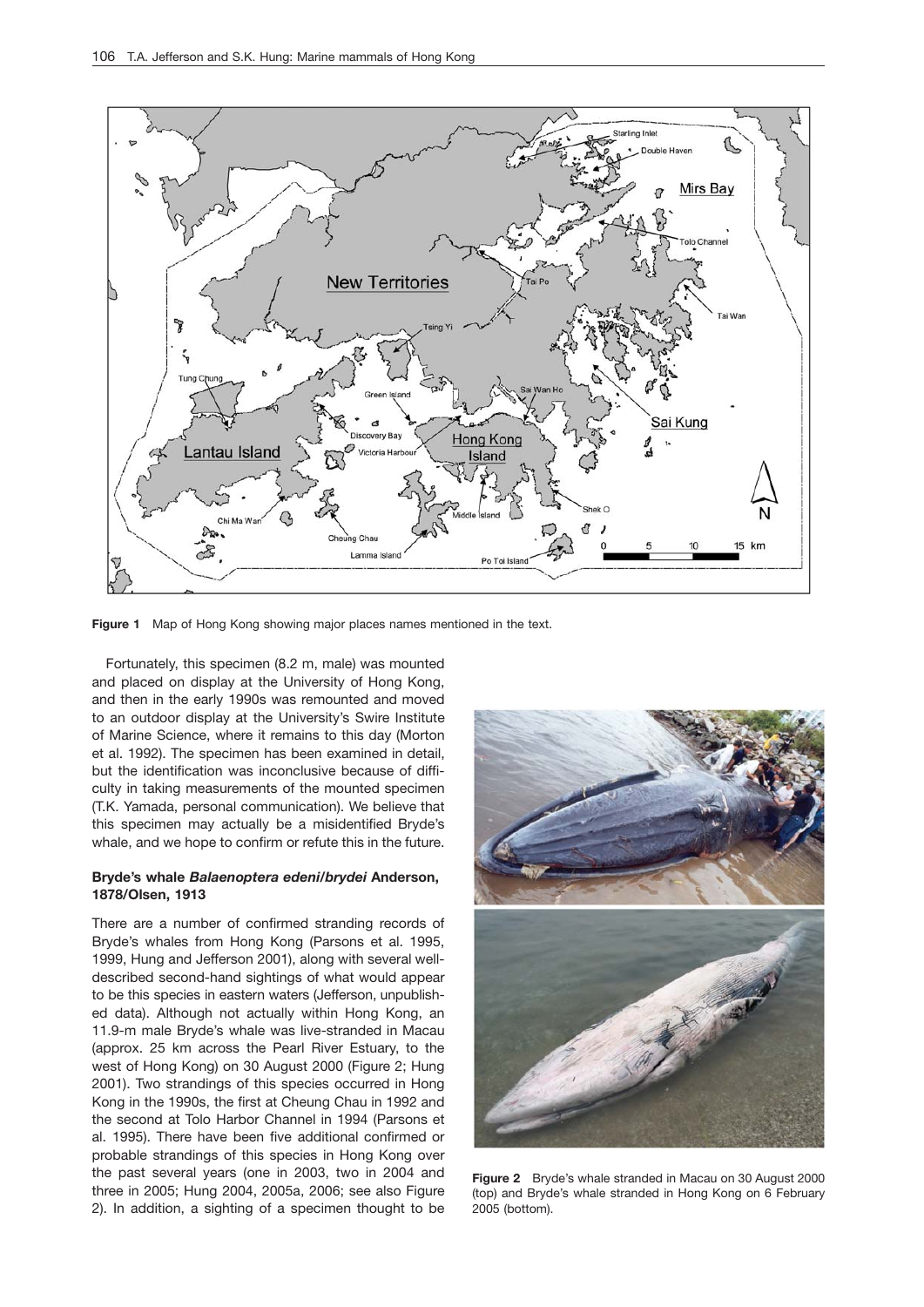**Figure 1** Map of Hong Kong showing major places names mentioned in the text.

Fortunately, this specimen (8.2 m, male) was mounted and placed on display at the University of Hong Kong, and then in the early 1990s was remounted and moved to an outdoor display at the University's Swire Institute of Marine Science, where it remains to this day (Morton et al. 1992). The specimen has been examined in detail, but the identification was inconclusive because of difficulty in taking measurements of the mounted specimen (T.K. Yamada, personal communication). We believe that this specimen may actually be a misidentified Bryde's whale, and we hope to confirm or refute this in the future.

### Bryde's whale *Balaenoptera edeni/brydei* Anderson, 1878/Olsen, 1913

There are a number of confirmed stranding records of Bryde's whales from Hong Kong (Parsons et al. 1995, 1999, Hung and Jefferson 2001), along with several well-described second-hand sightings of what would appear to be this species in eastern waters (Jefferson, unpublished data). Although not actually within Hong Kong, an 11.9-m male Bryde's whale was live-stranded in Macau (approx. 25 km across the Pearl River Estuary, to the west of Hong Kong) on 30 August 2000 (Figure 2; Hung 2001). Two strandings of this species occurred in Hong Kong in the 1990s, the first at Cheung Chau in 1992 and the second at Tolo Harbor Channel in 1994 (Parsons et al. 1995). There have been five additional confirmed or probable strandings of this species in Hong Kong over the past several years (one in 2003, two in 2004 and three in 2005; Hung 2004, 2005a, 2006; see also Figure 2). In addition, a sighting of a specimen thought to be

**Figure 2** Bryde's whale stranded in Macau on 30 August 2000 (top) and Bryde's whale stranded in Hong Kong on 6 February 2005 (bottom).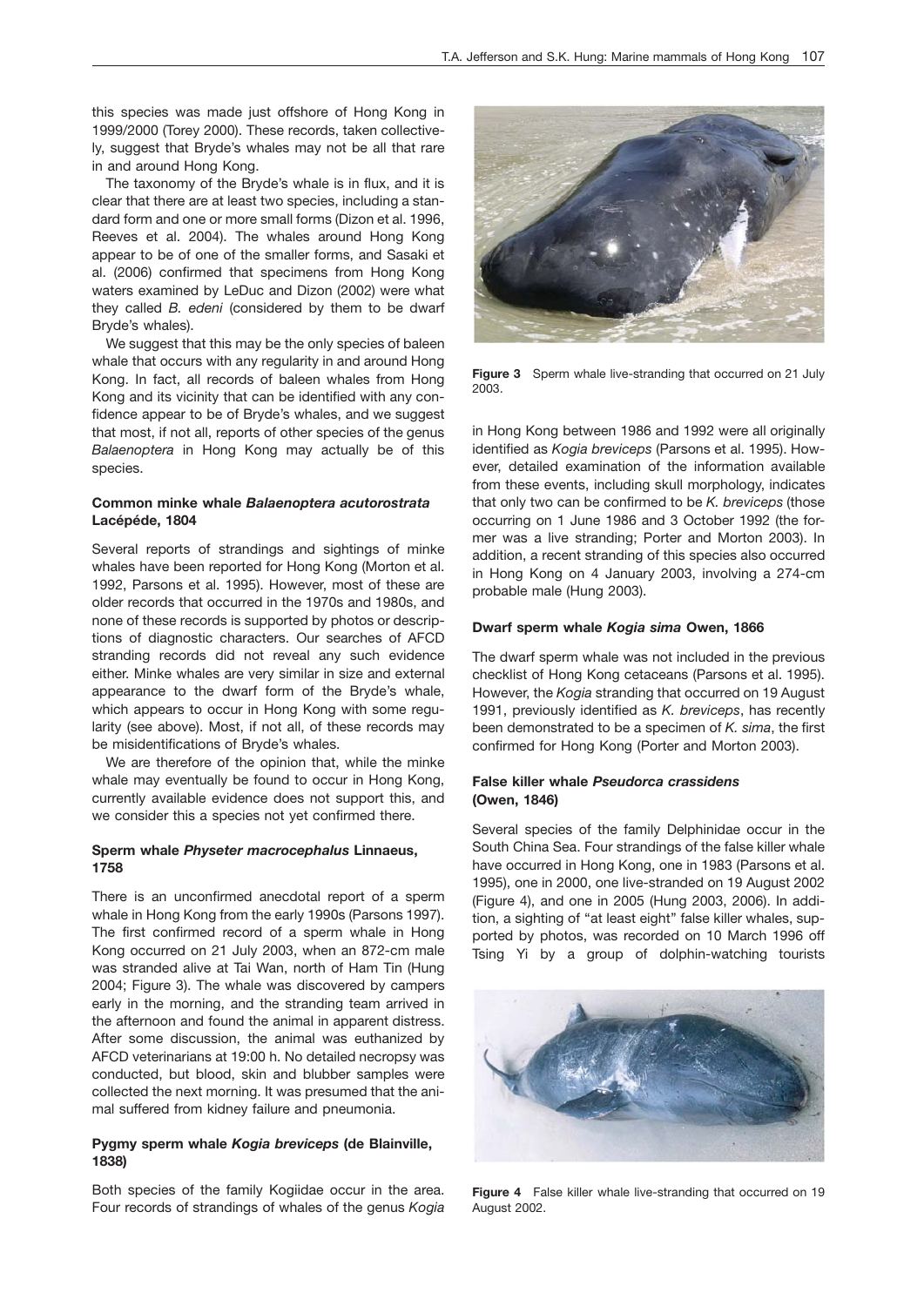this species was made just offshore of Hong Kong in 1999/2000 (Torey 2000). These records, taken collectively, suggest that Bryde's whales may not be all that rare in and around Hong Kong.

The taxonomy of the Bryde's whale is in flux, and it is clear that there are at least two species, including a standard form and one or more small forms (Dizon et al. 1996, Reeves et al. 2004). The whales around Hong Kong appear to be of one of the smaller forms, and Sasaki et al. (2006) confirmed that specimens from Hong Kong waters examined by LeDuc and Dizon (2002) were what they called *B. edeni* (considered by them to be dwarf Bryde's whales).

We suggest that this may be the only species of baleen whale that occurs with any regularity in and around Hong Kong. In fact, all records of baleen whales from Hong Kong and its vicinity that can be identified with any confidence appear to be of Bryde's whales, and we suggest that most, if not all, reports of other species of the genus *Balaenoptera* in Hong Kong may actually be of this species.

### Common minke whale *Balaenoptera acutorostrata* Lacépéde, 1804

Several reports of strandings and sightings of minke whales have been reported for Hong Kong (Morton et al. 1992, Parsons et al. 1995). However, most of these are older records that occurred in the 1970s and 1980s, and none of these records is supported by photos or descriptions of diagnostic characters. Our searches of AFCD stranding records did not reveal any such evidence either. Minke whales are very similar in size and external appearance to the dwarf form of the Bryde's whale, which appears to occur in Hong Kong with some regularity (see above). Most, if not all, of these records may be misidentifications of Bryde's whales.

We are therefore of the opinion that, while the minke whale may eventually be found to occur in Hong Kong, currently available evidence does not support this, and we consider this a species not yet confirmed there.

### Sperm whale *Physeter macrocephalus* Linnaeus, 1758

There is an unconfirmed anecdotal report of a sperm whale in Hong Kong from the early 1990s (Parsons 1997). The first confirmed record of a sperm whale in Hong Kong occurred on 21 July 2003, when an 872-cm male was stranded alive at Tai Wan, north of Ham Tin (Hung 2004; Figure 3). The whale was discovered by campers early in the morning, and the stranding team arrived in the afternoon and found the animal in apparent distress. After some discussion, the animal was euthanized by AFCD veterinarians at 19:00 h. No detailed necropsy was conducted, but blood, skin and blubber samples were collected the next morning. It was presumed that the animal suffered from kidney failure and pneumonia.

### Pygmy sperm whale *Kogia breviceps* (de Blainville, 1838)

Both species of the family Kogiidae occur in the area. Four records of strandings of whales of the genus *Kogia* in Hong Kong between 1986 and 1992 were all originally identified as *Kogia breviceps* (Parsons et al. 1995). However, detailed examination of the information available from these events, including skull morphology, indicates that only two can be confirmed to be *K. breviceps* (those occurring on 1 June 1986 and 3 October 1992 (the former was a live stranding; Porter and Morton 2003). In addition, a recent stranding of this species also occurred in Hong Kong on 4 January 2003, involving a 274-cm probable male (Hung 2003).

**Figure 3** Sperm whale live-stranding that occurred on 21 July 2003.

### Dwarf sperm whale *Kogia sima* Owen, 1866

The dwarf sperm whale was not included in the previous checklist of Hong Kong cetaceans (Parsons et al. 1995). However, the *Kogia* stranding that occurred on 19 August 1991, previously identified as *K. breviceps*, has recently been demonstrated to be a specimen of *K. sima*, the first confirmed for Hong Kong (Porter and Morton 2003).

### False killer whale *Pseudorca crassidens* (Owen, 1846)

Several species of the family Delphinidae occur in the South China Sea. Four strandings of the false killer whale have occurred in Hong Kong, one in 1983 (Parsons et al. 1995), one in 2000, one live-stranded on 19 August 2002 (Figure 4), and one in 2005 (Hung 2003, 2006). In addition, a sighting of "at least eight" false killer whales, supported by photos, was recorded on 10 March 1996 off Tsing Yi by a group of dolphin-watching tourists

**Figure 4** False killer whale live-stranding that occurred on 19 August 2002.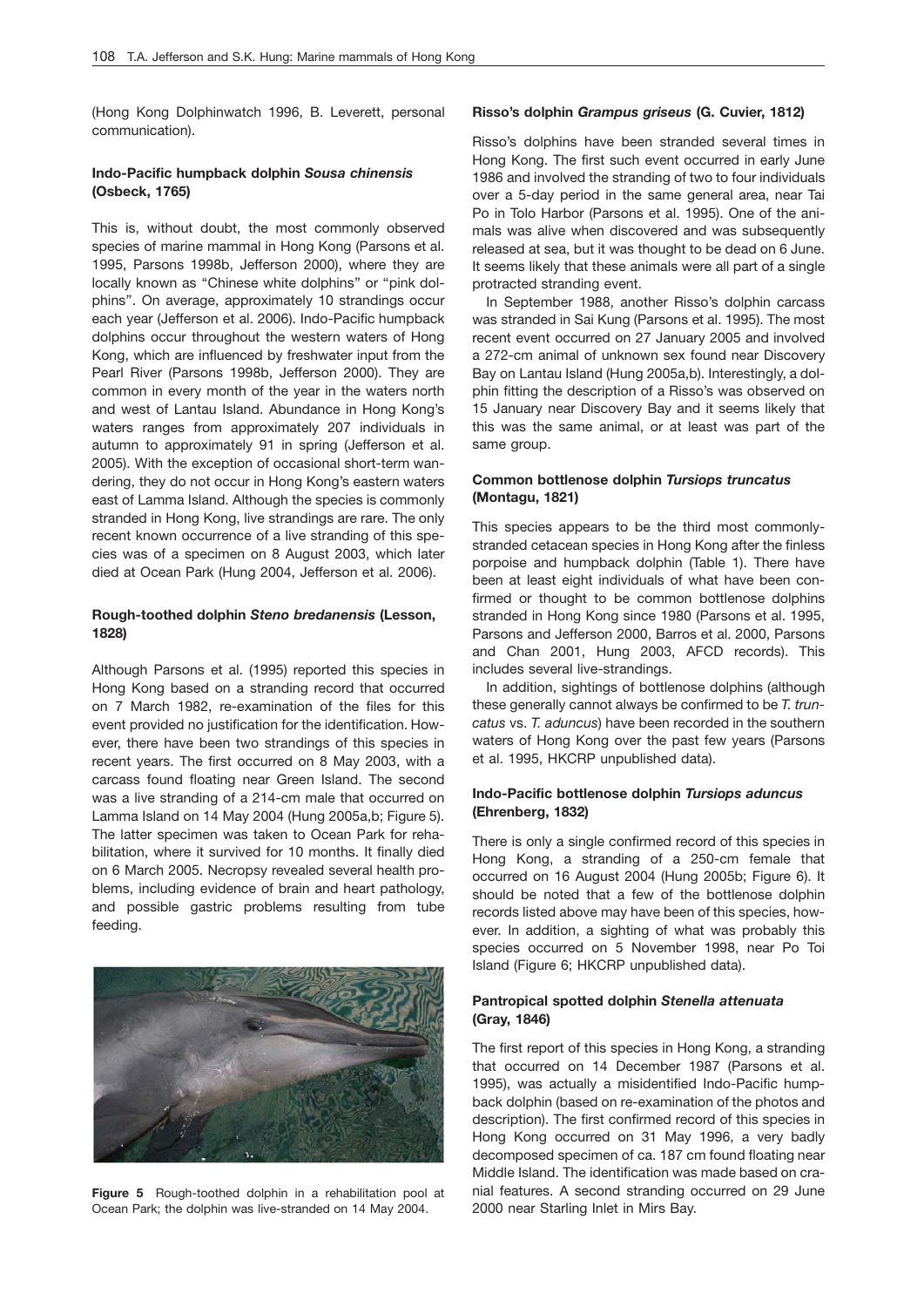(Hong Kong Dolphinwatch 1996, B. Leverett, personal communication).

### Indo-Pacific humpback dolphin *Sousa chinensis* (Osbeck, 1765)

This is, without doubt, the most commonly observed species of marine mammal in Hong Kong (Parsons et al. 1995, Parsons 1998b, Jefferson 2000), where they are locally known as "Chinese white dolphins" or "pink dolphins". On average, approximately 10 strandings occur each year (Jefferson et al. 2006). Indo-Pacific humpback dolphins occur throughout the western waters of Hong Kong, which are influenced by freshwater input from the Pearl River (Parsons 1998b, Jefferson 2000). They are common in every month of the year in the waters north and west of Lantau Island. Abundance in Hong Kong's waters ranges from approximately 207 individuals in autumn to approximately 91 in spring (Jefferson et al. 2005). With the exception of occasional short-term wandering, they do not occur in Hong Kong's eastern waters east of Lamma Island. Although the species is commonly stranded in Hong Kong, live strandings are rare. The only recent known occurrence of a live stranding of this species was of a specimen on 8 August 2003, which later died at Ocean Park (Hung 2004, Jefferson et al. 2006).

### Rough-toothed dolphin *Steno bredanensis* (Lesson, 1828)

Although Parsons et al. (1995) reported this species in Hong Kong based on a stranding record that occurred on 7 March 1982, re-examination of the files for this event provided no justification for the identification. However, there have been two strandings of this species in recent years. The first occurred on 8 May 2003, with a carcass found floating near Green Island. The second was a live stranding of a 214-cm male that occurred on Lamma Island on 14 May 2004 (Hung 2005a,b; Figure 5). The latter specimen was taken to Ocean Park for rehabilitation, where it survived for 10 months. It finally died on 6 March 2005. Necropsy revealed several health problems, including evidence of brain and heart pathology, and possible gastric problems resulting from tube feeding.

**Figure 5** Rough-toothed dolphin in a rehabilitation pool at Ocean Park; the dolphin was live-stranded on 14 May 2004.

### Risso's dolphin *Grampus griseus* (G. Cuvier, 1812)

Risso's dolphins have been stranded several times in Hong Kong. The first such event occurred in early June 1986 and involved the stranding of two to four individuals over a 5-day period in the same general area, near Tai Po in Tolo Harbor (Parsons et al. 1995). One of the animals was alive when discovered and was subsequently released at sea, but it was thought to be dead on 6 June. It seems likely that these animals were all part of a single protracted stranding event.

In September 1988, another Risso's dolphin carcass was stranded in Sai Kung (Parsons et al. 1995). The most recent event occurred on 27 January 2005 and involved a 272-cm animal of unknown sex found near Discovery Bay on Lantau Island (Hung 2005a,b). Interestingly, a dolphin fitting the description of a Risso's was observed on 15 January near Discovery Bay and it seems likely that this was the same animal, or at least was part of the same group.

### Common bottlenose dolphin *Tursiops truncatus* (Montagu, 1821)

This species appears to be the third most commonly-stranded cetacean species in Hong Kong after the finless porpoise and humpback dolphin (Table 1). There have been at least eight individuals of what have been confirmed or thought to be common bottlenose dolphins stranded in Hong Kong since 1980 (Parsons et al. 1995, Parsons and Jefferson 2000, Barros et al. 2000, Parsons and Chan 2001, Hung 2003, AFCD records). This includes several live-strandings.

In addition, sightings of bottlenose dolphins (although these generally cannot always be confirmed to be *T. truncatus* vs. *T. aduncus*) have been recorded in the southern waters of Hong Kong over the past few years (Parsons et al. 1995, HKCRP unpublished data).

### Indo-Pacific bottlenose dolphin *Tursiops aduncus* (Ehrenberg, 1832)

There is only a single confirmed record of this species in Hong Kong, a stranding of a 250-cm female that occurred on 16 August 2004 (Hung 2005b; Figure 6). It should be noted that a few of the bottlenose dolphin records listed above may have been of this species, however. In addition, a sighting of what was probably this species occurred on 5 November 1998, near Po Toi Island (Figure 6; HKCRP unpublished data).

### Pantropical spotted dolphin *Stenella attenuata* (Gray, 1846)

The first report of this species in Hong Kong, a stranding that occurred on 14 December 1987 (Parsons et al. 1995), was actually a misidentified Indo-Pacific humpback dolphin (based on re-examination of the photos and description). The first confirmed record of this species in Hong Kong occurred on 31 May 1996, a very badly decomposed specimen of ca. 187 cm found floating near Middle Island. The identification was made based on cranial features. A second stranding occurred on 29 June 2000 near Starling Inlet in Mirs Bay.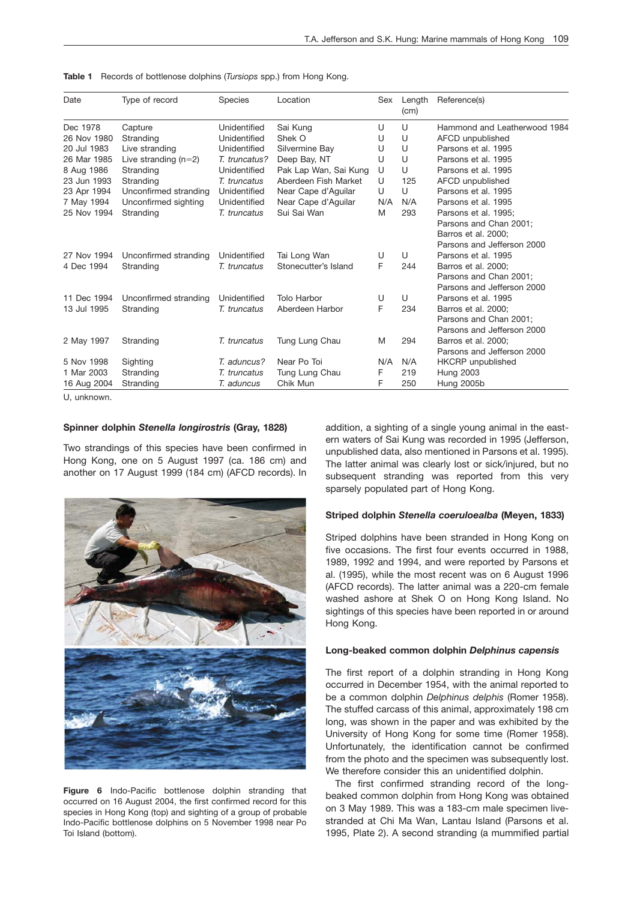**Table 1** Records of bottlenose dolphins (*Tursiops* spp.) from Hong Kong.

| Date | Type of record | Species | Location | Sex | Length (cm) | Reference(s) |
|---|---|---|---|---|---|---|
| Dec 1978 | Capture | Unidentified | Sai Kung | U | U | Hammond and Leatherwood 1984 |
| 26 Nov 1980 | Stranding | Unidentified | Shek O | U | U | AFCD unpublished |
| 20 Jul 1983 | Live stranding | Unidentified | Silvermine Bay | U | U | Parsons et al. 1995 |
| 26 Mar 1985 | Live stranding (n=2) | *T. truncatus?* | Deep Bay, NT | U | U | Parsons et al. 1995 |
| 8 Aug 1986 | Stranding | Unidentified | Pak Lap Wan, Sai Kung | U | U | Parsons et al. 1995 |
| 23 Jun 1993 | Stranding | *T. truncatus* | Aberdeen Fish Market | U | 125 | AFCD unpublished |
| 23 Apr 1994 | Unconfirmed stranding | Unidentified | Near Cape d'Aguilar | U | U | Parsons et al. 1995 |
| 7 May 1994 | Unconfirmed sighting | Unidentified | Near Cape d'Aguilar | N/A | N/A | Parsons et al. 1995 |
| 25 Nov 1994 | Stranding | *T. truncatus* | Sui Sai Wan | M | 293 | Parsons et al. 1995; Parsons and Chan 2001; Barros et al. 2000; Parsons and Jefferson 2000 |
| 27 Nov 1994 | Unconfirmed stranding | Unidentified | Tai Long Wan | U | U | Parsons et al. 1995 |
| 4 Dec 1994 | Stranding | *T. truncatus* | Stonecutter's Island | F | 244 | Barros et al. 2000; Parsons and Chan 2001; Parsons and Jefferson 2000 |
| 11 Dec 1994 | Unconfirmed stranding | Unidentified | Tolo Harbor | U | U | Parsons et al. 1995 |
| 13 Jul 1995 | Stranding | *T. truncatus* | Aberdeen Harbor | F | 234 | Barros et al. 2000; Parsons and Chan 2001; Parsons and Jefferson 2000 |
| 2 May 1997 | Stranding | *T. truncatus* | Tung Lung Chau | M | 294 | Barros et al. 2000; Parsons and Jefferson 2000 |
| 5 Nov 1998 | Sighting | *T. aduncus?* | Near Po Toi | N/A | N/A | HKCRP unpublished |
| 1 Mar 2003 | Stranding | *T. truncatus* | Tung Lung Chau | F | 219 | Hung 2003 |
| 16 Aug 2004 | Stranding | *T. aduncus* | Chik Mun | F | 250 | Hung 2005b |

U, unknown.

### Spinner dolphin *Stenella longirostris* (Gray, 1828)

Two strandings of this species have been confirmed in Hong Kong, one on 5 August 1997 (ca. 186 cm) and another on 17 August 1999 (184 cm) (AFCD records). In addition, a sighting of a single young animal in the eastern waters of Sai Kung was recorded in 1995 (Jefferson, unpublished data, also mentioned in Parsons et al. 1995). The latter animal was clearly lost or sick/injured, but no subsequent stranding was reported from this very sparsely populated part of Hong Kong.

**Figure 6** Indo-Pacific bottlenose dolphin stranding that occurred on 16 August 2004, the first confirmed record for this species in Hong Kong (top) and sighting of a group of probable Indo-Pacific bottlenose dolphins on 5 November 1998 near Po Toi Island (bottom).

### Striped dolphin *Stenella coeruloealba* (Meyen, 1833)

Striped dolphins have been stranded in Hong Kong on five occasions. The first four events occurred in 1988, 1989, 1992 and 1994, and were reported by Parsons et al. (1995), while the most recent was on 6 August 1996 (AFCD records). The latter animal was a 220-cm female washed ashore at Shek O on Hong Kong Island. No sightings of this species have been reported in or around Hong Kong.

### Long-beaked common dolphin *Delphinus capensis*

The first report of a dolphin stranding in Hong Kong occurred in December 1954, with the animal reported to be a common dolphin *Delphinus delphis* (Romer 1958). The stuffed carcass of this animal, approximately 198 cm long, was shown in the paper and was exhibited by the University of Hong Kong for some time (Romer 1958). Unfortunately, the identification cannot be confirmed from the photo and the specimen was subsequently lost. We therefore consider this an unidentified dolphin.

The first confirmed stranding record of the long-beaked common dolphin from Hong Kong was obtained on 3 May 1989. This was a 183-cm male specimen live-stranded at Chi Ma Wan, Lantau Island (Parsons et al. 1995, Plate 2). A second stranding (a mummified partial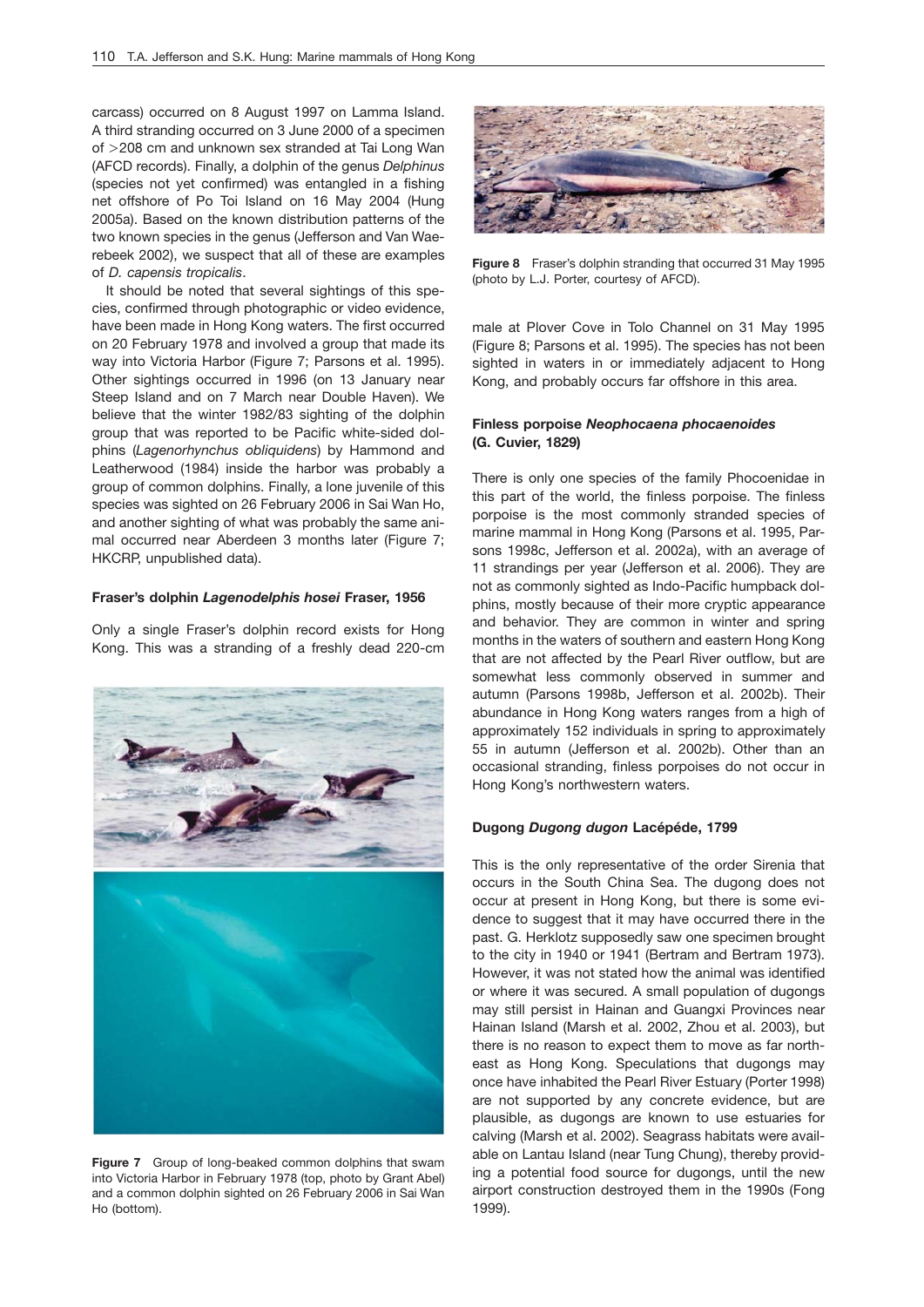carcass) occurred on 8 August 1997 on Lamma Island. A third stranding occurred on 3 June 2000 of a specimen of >208 cm and unknown sex stranded at Tai Long Wan (AFCD records). Finally, a dolphin of the genus *Delphinus* (species not yet confirmed) was entangled in a fishing net offshore of Po Toi Island on 16 May 2004 (Hung 2005a). Based on the known distribution patterns of the two known species in the genus (Jefferson and Van Waerebeek 2002), we suspect that all of these are examples of *D. capensis tropicalis*.

It should be noted that several sightings of this species, confirmed through photographic or video evidence, have been made in Hong Kong waters. The first occurred on 20 February 1978 and involved a group that made its way into Victoria Harbor (Figure 7; Parsons et al. 1995). Other sightings occurred in 1996 (on 13 January near Steep Island and on 7 March near Double Haven). We believe that the winter 1982/83 sighting of the dolphin group that was reported to be Pacific white-sided dolphins (*Lagenorhynchus obliquidens*) by Hammond and Leatherwood (1984) inside the harbor was probably a group of common dolphins. Finally, a lone juvenile of this species was sighted on 26 February 2006 in Sai Wan Ho, and another sighting of what was probably the same animal occurred near Aberdeen 3 months later (Figure 7; HKCRP, unpublished data).

### Fraser's dolphin *Lagenodelphis hosei* Fraser, 1956

Only a single Fraser's dolphin record exists for Hong Kong. This was a stranding of a freshly dead 220-cm male at Plover Cove in Tolo Channel on 31 May 1995 (Figure 8; Parsons et al. 1995). The species has not been sighted in waters in or immediately adjacent to Hong Kong, and probably occurs far offshore in this area.

**Figure 7** Group of long-beaked common dolphins that swam into Victoria Harbor in February 1978 (top, photo by Grant Abel) and a common dolphin sighted on 26 February 2006 in Sai Wan Ho (bottom).

**Figure 8** Fraser's dolphin stranding that occurred 31 May 1995 (photo by L.J. Porter, courtesy of AFCD).

### Finless porpoise *Neophocaena phocaenoides* (G. Cuvier, 1829)

There is only one species of the family Phocoenidae in this part of the world, the finless porpoise. The finless porpoise is the most commonly stranded species of marine mammal in Hong Kong (Parsons et al. 1995, Parsons 1998c, Jefferson et al. 2002a), with an average of 11 strandings per year (Jefferson et al. 2006). They are not as commonly sighted as Indo-Pacific humpback dolphins, mostly because of their more cryptic appearance and behavior. They are common in winter and spring months in the waters of southern and eastern Hong Kong that are not affected by the Pearl River outflow, but are somewhat less commonly observed in summer and autumn (Parsons 1998b, Jefferson et al. 2002b). Their abundance in Hong Kong waters ranges from a high of approximately 152 individuals in spring to approximately 55 in autumn (Jefferson et al. 2002b). Other than an occasional stranding, finless porpoises do not occur in Hong Kong's northwestern waters.

### Dugong *Dugong dugon* Lacépéde, 1799

This is the only representative of the order Sirenia that occurs in the South China Sea. The dugong does not occur at present in Hong Kong, but there is some evidence to suggest that it may have occurred there in the past. G. Herklotz supposedly saw one specimen brought to the city in 1940 or 1941 (Bertram and Bertram 1973). However, it was not stated how the animal was identified or where it was secured. A small population of dugongs may still persist in Hainan and Guangxi Provinces near Hainan Island (Marsh et al. 2002, Zhou et al. 2003), but there is no reason to expect them to move as far northeast as Hong Kong. Speculations that dugongs may once have inhabited the Pearl River Estuary (Porter 1998) are not supported by any concrete evidence, but are plausible, as dugongs are known to use estuaries for calving (Marsh et al. 2002). Seagrass habitats were available on Lantau Island (near Tung Chung), thereby providing a potential food source for dugongs, until the new airport construction destroyed them in the 1990s (Fong 1999).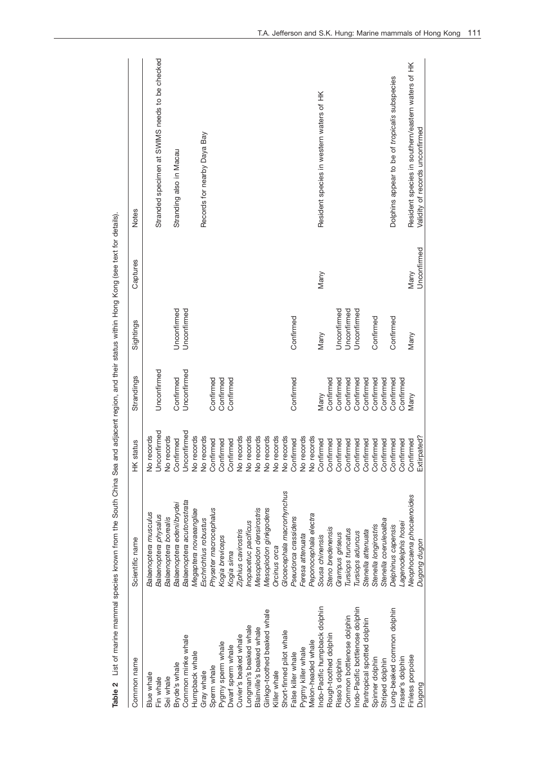**Table 2** List of marine mammal species known from the South China Sea and adjacent region, and their status within Hong Kong (see text for details).

| Common name | Scientific name | HK status | Strandings | Sightings | Captures | Notes |
|---|---|---|---|---|---|---|
| Blue whale | *Balaenoptera musculus* | No records | | | | |
| Fin whale | *Balaenoptera physalus* | Unconfirmed | Unconfirmed | | | Stranded specimen at SWIMS needs to be checked |
| Sei whale | *Balaenoptera borealis* | No records | | | | |
| Bryde's whale | *Balaenoptera edeni/brydei* | Confirmed | Confirmed | Unconfirmed | | Stranding also in Macau |
| Common minke whale | *Balaenoptera acutorostrata* | Unconfirmed | Unconfirmed | Unconfirmed | | |
| Humpback whale | *Megaptera novaeangliae* | No records | | | | |
| Gray whale | *Eschrichtius robustus* | No records | | | | Records for nearby Daya Bay |
| Sperm whale | *Physeter macrocephalus* | Confirmed | Confirmed | | | |
| Pygmy sperm whale | *Kogia breviceps* | Confirmed | Confirmed | | | |
| Dwarf sperm whale | *Kogia sima* | Confirmed | Confirmed | | | |
| Cuvier's beaked whale | *Ziphius cavirostris* | No records | | | | |
| Longman's beaked whale | *Inopacetuc pacificus* | No records | | | | |
| Blainville's beaked whale | *Mesoplodon densirostris* | No records | | | | |
| Ginkgo-toothed beaked whale | *Mesoplodon ginkgodens* | No records | | | | |
| Killer whale | *Orcinus orca* | No records | | | | |
| Short-finned pilot whale | *Globicephala macrorhynchus* | No records | | | | |
| False killer whale | *Pseudorca crassidens* | Confirmed | Confirmed | Confirmed | | |
| Pygmy killer whale | *Feresa attenuata* | No records | | | | |
| Melon-headed whale | *Peponocephala electra* | No records | | | | |
| Indo-Pacific humpback dolphin | *Sousa chinensis* | Confirmed | Many | Many | Many | Resident species in western waters of HK |
| Rough-toothed dolphin | *Steno bredenensis* | Confirmed | Confirmed | | | |
| Risso's dolphin | *Grampus griseus* | Confirmed | Confirmed | Unconfirmed | | |
| Common bottlenose dolphin | *Tursiops truncatus* | Confirmed | Confirmed | Unconfirmed | | |
| Indo-Pacific bottlenose dolphin | *Tursiops aduncus* | Confirmed | Confirmed | Unconfirmed | | |
| Pantropical spotted dolphin | *Stenella attenuata* | Confirmed | Confirmed | | | |
| Spinner dolphin | *Stenella longirostris* | Confirmed | Confirmed | Confirmed | | |
| Striped dolphin | *Stenella coeruleoalba* | Confirmed | Confirmed | | | |
| Long-beaked common dolphin | *Delphinus capensis* | Confirmed | Confirmed | Confirmed | | Dolphins appear to be of *tropicalis* subspecies |
| Fraser's dolphin | *Lagenodelphis hosei* | Confirmed | Confirmed | | | |
| Finless porpoise | *Neophocaena phocaenoides* | Confirmed | Many | Many | Many | Resident species in southern/eastern waters of HK |
| Dugong | *Dugong dugon* | Extirpated? | | | Unconfirmed | Validity of records unconfirmed |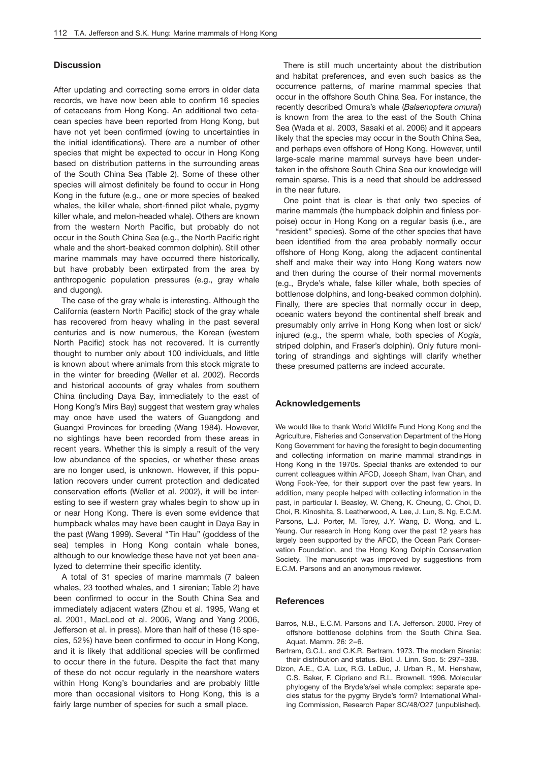## Discussion

After updating and correcting some errors in older data records, we have now been able to confirm 16 species of cetaceans from Hong Kong. An additional two cetacean species have been reported from Hong Kong, but have not yet been confirmed (owing to uncertainties in the initial identifications). There are a number of other species that might be expected to occur in Hong Kong based on distribution patterns in the surrounding areas of the South China Sea (Table 2). Some of these other species will almost definitely be found to occur in Hong Kong in the future (e.g., one or more species of beaked whales, the killer whale, short-finned pilot whale, pygmy killer whale, and melon-headed whale). Others are known from the western North Pacific, but probably do not occur in the South China Sea (e.g., the North Pacific right whale and the short-beaked common dolphin). Still other marine mammals may have occurred there historically, but have probably been extirpated from the area by anthropogenic population pressures (e.g., gray whale and dugong).

The case of the gray whale is interesting. Although the California (eastern North Pacific) stock of the gray whale has recovered from heavy whaling in the past several centuries and is now numerous, the Korean (western North Pacific) stock has not recovered. It is currently thought to number only about 100 individuals, and little is known about where animals from this stock migrate to in the winter for breeding (Weller et al. 2002). Records and historical accounts of gray whales from southern China (including Daya Bay, immediately to the east of Hong Kong's Mirs Bay) suggest that western gray whales may once have used the waters of Guangdong and Guangxi Provinces for breeding (Wang 1984). However, no sightings have been recorded from these areas in recent years. Whether this is simply a result of the very low abundance of the species, or whether these areas are no longer used, is unknown. However, if this population recovers under current protection and dedicated conservation efforts (Weller et al. 2002), it will be interesting to see if western gray whales begin to show up in or near Hong Kong. There is even some evidence that humpback whales may have been caught in Daya Bay in the past (Wang 1999). Several "Tin Hau" (goddess of the sea) temples in Hong Kong contain whale bones, although to our knowledge these have not yet been analyzed to determine their specific identity.

A total of 31 species of marine mammals (7 baleen whales, 23 toothed whales, and 1 sirenian; Table 2) have been confirmed to occur in the South China Sea and immediately adjacent waters (Zhou et al. 1995, Wang et al. 2001, MacLeod et al. 2006, Wang and Yang 2006, Jefferson et al. in press). More than half of these (16 species, 52%) have been confirmed to occur in Hong Kong, and it is likely that additional species will be confirmed to occur there in the future. Despite the fact that many of these do not occur regularly in the nearshore waters within Hong Kong's boundaries and are probably little more than occasional visitors to Hong Kong, this is a fairly large number of species for such a small place.

There is still much uncertainty about the distribution and habitat preferences, and even such basics as the occurrence patterns, of marine mammal species that occur in the offshore South China Sea. For instance, the recently described Omura's whale (*Balaenoptera omurai*) is known from the area to the east of the South China Sea (Wada et al. 2003, Sasaki et al. 2006) and it appears likely that the species may occur in the South China Sea, and perhaps even offshore of Hong Kong. However, until large-scale marine mammal surveys have been undertaken in the offshore South China Sea our knowledge will remain sparse. This is a need that should be addressed in the near future.

One point that is clear is that only two species of marine mammals (the humpback dolphin and finless porpoise) occur in Hong Kong on a regular basis (i.e., are "resident" species). Some of the other species that have been identified from the area probably normally occur offshore of Hong Kong, along the adjacent continental shelf and make their way into Hong Kong waters now and then during the course of their normal movements (e.g., Bryde's whale, false killer whale, both species of bottlenose dolphins, and long-beaked common dolphin). Finally, there are species that normally occur in deep, oceanic waters beyond the continental shelf break and presumably only arrive in Hong Kong when lost or sick/injured (e.g., the sperm whale, both species of *Kogia*, striped dolphin, and Fraser's dolphin). Only future monitoring of strandings and sightings will clarify whether these presumed patterns are indeed accurate.

## Acknowledgements

We would like to thank World Wildlife Fund Hong Kong and the Agriculture, Fisheries and Conservation Department of the Hong Kong Government for having the foresight to begin documenting and collecting information on marine mammal strandings in Hong Kong in the 1970s. Special thanks are extended to our current colleagues within AFCD, Joseph Sham, Ivan Chan, and Wong Fook-Yee, for their support over the past few years. In addition, many people helped with collecting information in the past, in particular I. Beasley, W. Cheng, K. Cheung, C. Choi, D. Choi, R. Kinoshita, S. Leatherwood, A. Lee, J. Lun, S. Ng, E.C.M. Parsons, L.J. Porter, M. Torey, J.Y. Wang, D. Wong, and L. Yeung. Our research in Hong Kong over the past 12 years has largely been supported by the AFCD, the Ocean Park Conservation Foundation, and the Hong Kong Dolphin Conservation Society. The manuscript was improved by suggestions from E.C.M. Parsons and an anonymous reviewer.

## References

Barros, N.B., E.C.M. Parsons and T.A. Jefferson. 2000. Prey of offshore bottlenose dolphins from the South China Sea. Aquat. Mamm. 26: 2–6.

Bertram, G.C.L. and C.K.R. Bertram. 1973. The modern Sirenia: their distribution and status. Biol. J. Linn. Soc. 5: 297–338.

Dizon, A.E., C.A. Lux, R.G. LeDuc, J. Urban R., M. Henshaw, C.S. Baker, F. Cipriano and R.L. Brownell. 1996. Molecular phylogeny of the Bryde's/sei whale complex: separate species status for the pygmy Bryde's form? International Whaling Commission, Research Paper SC/48/O27 (unpublished).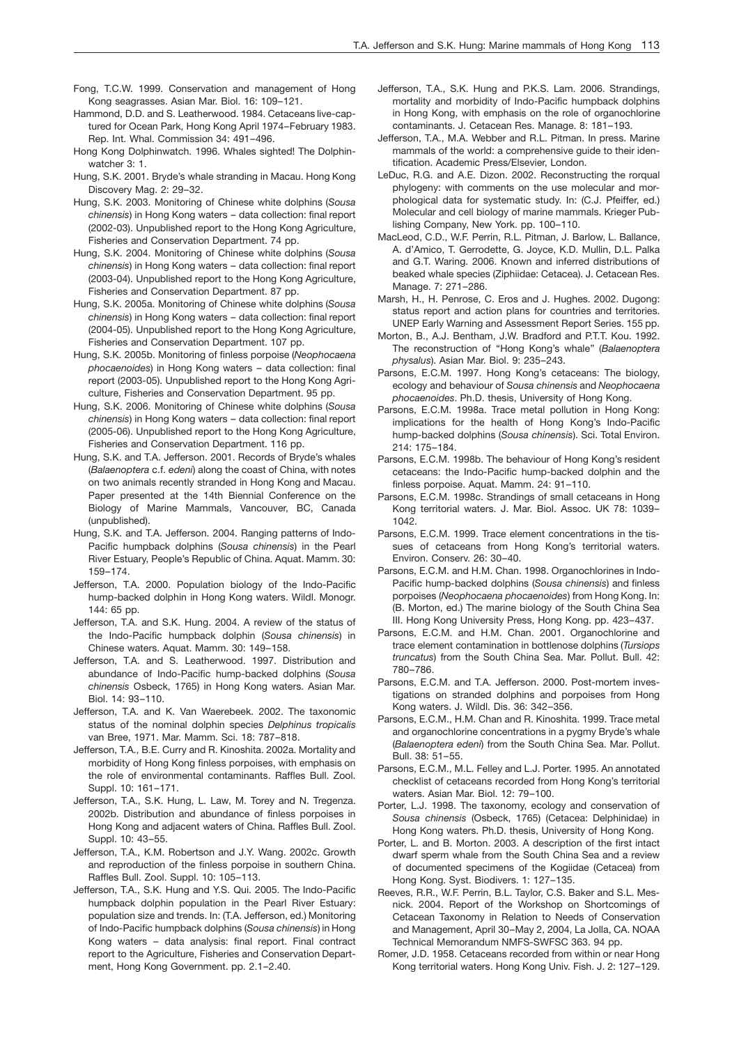Fong, T.C.W. 1999. Conservation and management of Hong Kong seagrasses. Asian Mar. Biol. 16: 109–121.

Hammond, D.D. and S. Leatherwood. 1984. Cetaceans live-captured for Ocean Park, Hong Kong April 1974–February 1983. Rep. Int. Whal. Commission 34: 491–496.

Hong Kong Dolphinwatch. 1996. Whales sighted! The Dolphinwatcher 3: 1.

Hung, S.K. 2001. Bryde's whale stranding in Macau. Hong Kong Discovery Mag. 2: 29–32.

Hung, S.K. 2003. Monitoring of Chinese white dolphins (*Sousa chinensis*) in Hong Kong waters – data collection: final report (2002-03). Unpublished report to the Hong Kong Agriculture, Fisheries and Conservation Department. 74 pp.

Hung, S.K. 2004. Monitoring of Chinese white dolphins (*Sousa chinensis*) in Hong Kong waters – data collection: final report (2003-04). Unpublished report to the Hong Kong Agriculture, Fisheries and Conservation Department. 87 pp.

Hung, S.K. 2005a. Monitoring of Chinese white dolphins (*Sousa chinensis*) in Hong Kong waters – data collection: final report (2004-05). Unpublished report to the Hong Kong Agriculture, Fisheries and Conservation Department. 107 pp.

Hung, S.K. 2005b. Monitoring of finless porpoise (*Neophocaena phocaenoides*) in Hong Kong waters – data collection: final report (2003-05). Unpublished report to the Hong Kong Agriculture, Fisheries and Conservation Department. 95 pp.

Hung, S.K. 2006. Monitoring of Chinese white dolphins (*Sousa chinensis*) in Hong Kong waters – data collection: final report (2005-06). Unpublished report to the Hong Kong Agriculture, Fisheries and Conservation Department. 116 pp.

Hung, S.K. and T.A. Jefferson. 2001. Records of Bryde's whales (*Balaenoptera* c.f. *edeni*) along the coast of China, with notes on two animals recently stranded in Hong Kong and Macau. Paper presented at the 14th Biennial Conference on the Biology of Marine Mammals, Vancouver, BC, Canada (unpublished).

Hung, S.K. and T.A. Jefferson. 2004. Ranging patterns of Indo-Pacific humpback dolphins (*Sousa chinensis*) in the Pearl River Estuary, People's Republic of China. Aquat. Mamm. 30: 159–174.

Jefferson, T.A. 2000. Population biology of the Indo-Pacific hump-backed dolphin in Hong Kong waters. Wildl. Monogr. 144: 65 pp.

Jefferson, T.A. and S.K. Hung. 2004. A review of the status of the Indo-Pacific humpback dolphin (*Sousa chinensis*) in Chinese waters. Aquat. Mamm. 30: 149–158.

Jefferson, T.A. and S. Leatherwood. 1997. Distribution and abundance of Indo-Pacific hump-backed dolphins (*Sousa chinensis* Osbeck, 1765) in Hong Kong waters. Asian Mar. Biol. 14: 93–110.

Jefferson, T.A. and K. Van Waerebeek. 2002. The taxonomic status of the nominal dolphin species *Delphinus tropicalis* van Bree, 1971. Mar. Mamm. Sci. 18: 787–818.

Jefferson, T.A., B.E. Curry and R. Kinoshita. 2002a. Mortality and morbidity of Hong Kong finless porpoises, with emphasis on the role of environmental contaminants. Raffles Bull. Zool. Suppl. 10: 161–171.

Jefferson, T.A., S.K. Hung, L. Law, M. Torey and N. Tregenza. 2002b. Distribution and abundance of finless porpoises in Hong Kong and adjacent waters of China. Raffles Bull. Zool. Suppl. 10: 43–55.

Jefferson, T.A., K.M. Robertson and J.Y. Wang. 2002c. Growth and reproduction of the finless porpoise in southern China. Raffles Bull. Zool. Suppl. 10: 105–113.

Jefferson, T.A., S.K. Hung and Y.S. Qui. 2005. The Indo-Pacific humpback dolphin population in the Pearl River Estuary: population size and trends. In: (T.A. Jefferson, ed.) Monitoring of Indo-Pacific humpback dolphins (*Sousa chinensis*) in Hong Kong waters – data analysis: final report. Final contract report to the Agriculture, Fisheries and Conservation Department, Hong Kong Government. pp. 2.1–2.40.

Jefferson, T.A., S.K. Hung and P.K.S. Lam. 2006. Strandings, mortality and morbidity of Indo-Pacific humpback dolphins in Hong Kong, with emphasis on the role of organochlorine contaminants. J. Cetacean Res. Manage. 8: 181–193.

Jefferson, T.A., M.A. Webber and R.L. Pitman. In press. Marine mammals of the world: a comprehensive guide to their identification. Academic Press/Elsevier, London.

LeDuc, R.G. and A.E. Dizon. 2002. Reconstructing the rorqual phylogeny: with comments on the use molecular and morphological data for systematic study. In: (C.J. Pfeiffer, ed.) Molecular and cell biology of marine mammals. Krieger Publishing Company, New York. pp. 100–110.

MacLeod, C.D., W.F. Perrin, R.L. Pitman, J. Barlow, L. Ballance, A. d'Amico, T. Gerrodette, G. Joyce, K.D. Mullin, D.L. Palka and G.T. Waring. 2006. Known and inferred distributions of beaked whale species (Ziphiidae: Cetacea). J. Cetacean Res. Manage. 7: 271–286.

Marsh, H., H. Penrose, C. Eros and J. Hughes. 2002. Dugong: status report and action plans for countries and territories. UNEP Early Warning and Assessment Report Series. 155 pp.

Morton, B., A.J. Bentham, J.W. Bradford and P.T.T. Kou. 1992. The reconstruction of "Hong Kong's whale" (*Balaenoptera physalus*). Asian Mar. Biol. 9: 235–243.

Parsons, E.C.M. 1997. Hong Kong's cetaceans: The biology, ecology and behaviour of *Sousa chinensis* and *Neophocaena phocaenoides*. Ph.D. thesis, University of Hong Kong.

Parsons, E.C.M. 1998a. Trace metal pollution in Hong Kong: implications for the health of Hong Kong's Indo-Pacific hump-backed dolphins (*Sousa chinensis*). Sci. Total Environ. 214: 175–184.

Parsons, E.C.M. 1998b. The behaviour of Hong Kong's resident cetaceans: the Indo-Pacific hump-backed dolphin and the finless porpoise. Aquat. Mamm. 24: 91–110.

Parsons, E.C.M. 1998c. Strandings of small cetaceans in Hong Kong territorial waters. J. Mar. Biol. Assoc. UK 78: 1039–1042.

Parsons, E.C.M. 1999. Trace element concentrations in the tissues of cetaceans from Hong Kong's territorial waters. Environ. Conserv. 26: 30–40.

Parsons, E.C.M. and H.M. Chan. 1998. Organochlorines in Indo-Pacific hump-backed dolphins (*Sousa chinensis*) and finless porpoises (*Neophocaena phocaenoides*) from Hong Kong. In: (B. Morton, ed.) The marine biology of the South China Sea III. Hong Kong University Press, Hong Kong. pp. 423–437.

Parsons, E.C.M. and H.M. Chan. 2001. Organochlorine and trace element contamination in bottlenose dolphins (*Tursiops truncatus*) from the South China Sea. Mar. Pollut. Bull. 42: 780–786.

Parsons, E.C.M. and T.A. Jefferson. 2000. Post-mortem investigations on stranded dolphins and porpoises from Hong Kong waters. J. Wildl. Dis. 36: 342–356.

Parsons, E.C.M., H.M. Chan and R. Kinoshita. 1999. Trace metal and organochlorine concentrations in a pygmy Bryde's whale (*Balaenoptera edeni*) from the South China Sea. Mar. Pollut. Bull. 38: 51–55.

Parsons, E.C.M., M.L. Felley and L.J. Porter. 1995. An annotated checklist of cetaceans recorded from Hong Kong's territorial waters. Asian Mar. Biol. 12: 79–100.

Porter, L.J. 1998. The taxonomy, ecology and conservation of *Sousa chinensis* (Osbeck, 1765) (Cetacea: Delphinidae) in Hong Kong waters. Ph.D. thesis, University of Hong Kong.

Porter, L. and B. Morton. 2003. A description of the first intact dwarf sperm whale from the South China Sea and a review of documented specimens of the Kogiidae (Cetacea) from Hong Kong. Syst. Biodivers. 1: 127–135.

Reeves, R.R., W.F. Perrin, B.L. Taylor, C.S. Baker and S.L. Mesnick. 2004. Report of the Workshop on Shortcomings of Cetacean Taxonomy in Relation to Needs of Conservation and Management, April 30–May 2, 2004, La Jolla, CA. NOAA Technical Memorandum NMFS-SWFSC 363. 94 pp.

Romer, J.D. 1958. Cetaceans recorded from within or near Hong Kong territorial waters. Hong Kong Univ. Fish. J. 2: 127–129.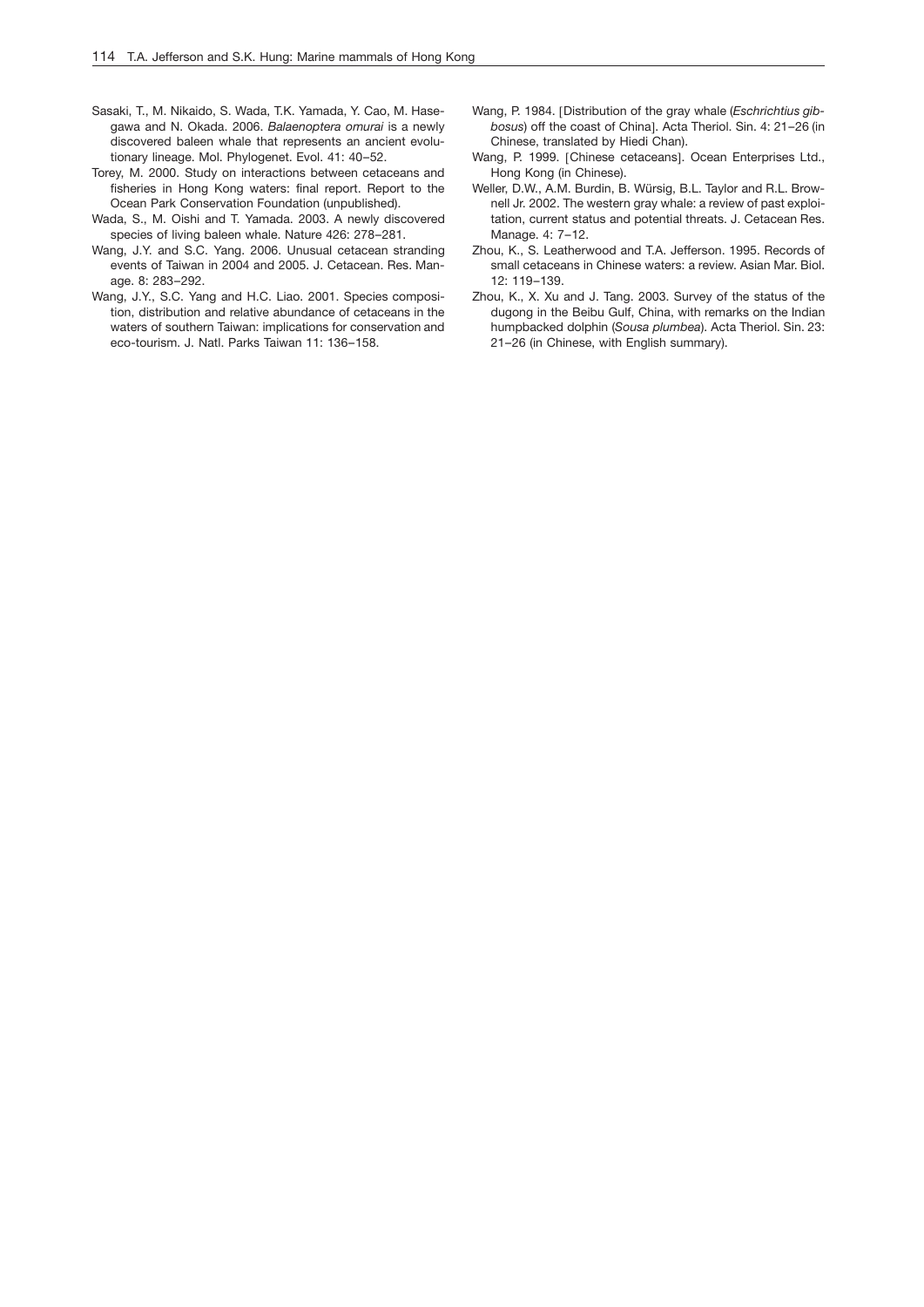Sasaki, T., M. Nikaido, S. Wada, T.K. Yamada, Y. Cao, M. Hasegawa and N. Okada. 2006. *Balaenoptera omurai* is a newly discovered baleen whale that represents an ancient evolutionary lineage. Mol. Phylogenet. Evol. 41: 40–52.

Torey, M. 2000. Study on interactions between cetaceans and fisheries in Hong Kong waters: final report. Report to the Ocean Park Conservation Foundation (unpublished).

Wada, S., M. Oishi and T. Yamada. 2003. A newly discovered species of living baleen whale. Nature 426: 278–281.

Wang, J.Y. and S.C. Yang. 2006. Unusual cetacean stranding events of Taiwan in 2004 and 2005. J. Cetacean. Res. Manage. 8: 283–292.

Wang, J.Y., S.C. Yang and H.C. Liao. 2001. Species composition, distribution and relative abundance of cetaceans in the waters of southern Taiwan: implications for conservation and eco-tourism. J. Natl. Parks Taiwan 11: 136–158.

Wang, P. 1984. [Distribution of the gray whale (*Eschrichtius gibbosus*) off the coast of China]. Acta Theriol. Sin. 4: 21–26 (in Chinese, translated by Hiedi Chan).

Wang, P. 1999. [Chinese cetaceans]. Ocean Enterprises Ltd., Hong Kong (in Chinese).

Weller, D.W., A.M. Burdin, B. Würsig, B.L. Taylor and R.L. Brownell Jr. 2002. The western gray whale: a review of past exploitation, current status and potential threats. J. Cetacean Res. Manage. 4: 7–12.

Zhou, K., S. Leatherwood and T.A. Jefferson. 1995. Records of small cetaceans in Chinese waters: a review. Asian Mar. Biol. 12: 119–139.

Zhou, K., X. Xu and J. Tang. 2003. Survey of the status of the dugong in the Beibu Gulf, China, with remarks on the Indian humpbacked dolphin (*Sousa plumbea*). Acta Theriol. Sin. 23: 21–26 (in Chinese, with English summary).